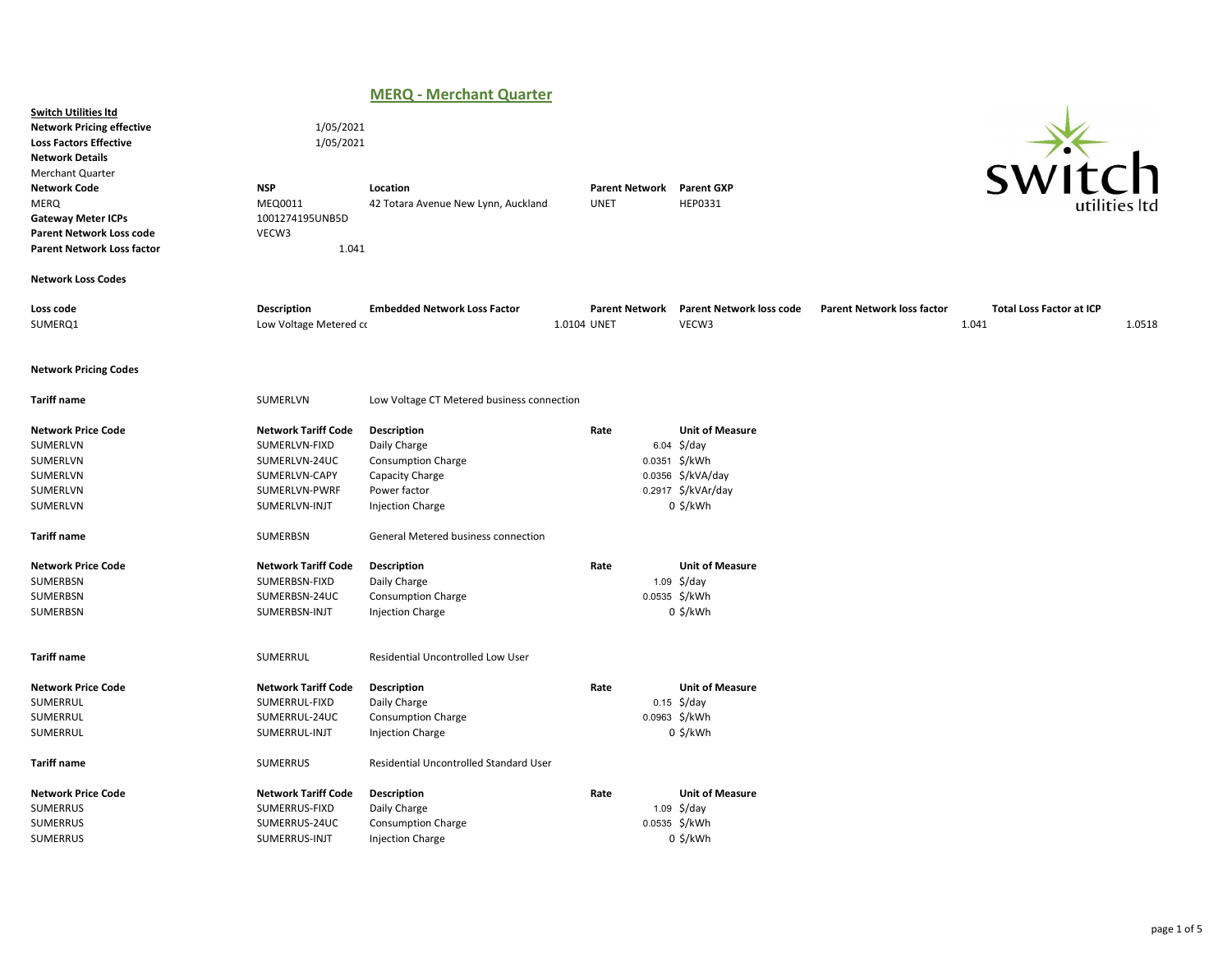# MERQ - Merchant Quarter

**Switch Utilities ltd**

**Network Pricing effective** 1/05/2021

**Loss Factors Effective** 1/05/2021

**Network Details**

Merchant Quarter

| Network Code | NSP | Location | Parent Network | Parent GXP |
|---|---|---|---|---|
| MERQ | MEQ0011 | 42 Totara Avenue New Lynn, Auckland | UNET | HEP0331 |

**Gateway Meter ICPs** 1001274195UNB5D

**Parent Network Loss code** VECW3

**Parent Network Loss factor** 1.041

**Network Loss Codes**

| Loss code | Description | Embedded Network Loss Factor | Parent Network | Parent Network loss code | Parent Network loss factor | Total Loss Factor at ICP |
|---|---|---|---|---|---|---|
| SUMERQ1 | Low Voltage Metered cc | 1.0104 | UNET | VECW3 | 1.041 | 1.0518 |

**Network Pricing Codes**

**Tariff name** SUMERLVN Low Voltage CT Metered business connection

| Network Price Code | Network Tariff Code | Description | Rate | Unit of Measure |
|---|---|---|---|---|
| SUMERLVN | SUMERLVN-FIXD | Daily Charge | 6.04 | $/day |
| SUMERLVN | SUMERLVN-24UC | Consumption Charge | 0.0351 | $/kWh |
| SUMERLVN | SUMERLVN-CAPY | Capacity Charge | 0.0356 | $/kVA/day |
| SUMERLVN | SUMERLVN-PWRF | Power factor | 0.2917 | $/kVAr/day |
| SUMERLVN | SUMERLVN-INJT | Injection Charge | 0 | $/kWh |

**Tariff name** SUMERBSN General Metered business connection

| Network Price Code | Network Tariff Code | Description | Rate | Unit of Measure |
|---|---|---|---|---|
| SUMERBSN | SUMERBSN-FIXD | Daily Charge | 1.09 | $/day |
| SUMERBSN | SUMERBSN-24UC | Consumption Charge | 0.0535 | $/kWh |
| SUMERBSN | SUMERBSN-INJT | Injection Charge | 0 | $/kWh |

**Tariff name** SUMERRUL Residential Uncontrolled Low User

| Network Price Code | Network Tariff Code | Description | Rate | Unit of Measure |
|---|---|---|---|---|
| SUMERRUL | SUMERRUL-FIXD | Daily Charge | 0.15 | $/day |
| SUMERRUL | SUMERRUL-24UC | Consumption Charge | 0.0963 | $/kWh |
| SUMERRUL | SUMERRUL-INJT | Injection Charge | 0 | $/kWh |

**Tariff name** SUMERRUS Residential Uncontrolled Standard User

| Network Price Code | Network Tariff Code | Description | Rate | Unit of Measure |
|---|---|---|---|---|
| SUMERRUS | SUMERRUS-FIXD | Daily Charge | 1.09 | $/day |
| SUMERRUS | SUMERRUS-24UC | Consumption Charge | 0.0535 | $/kWh |
| SUMERRUS | SUMERRUS-INJT | Injection Charge | 0 | $/kWh |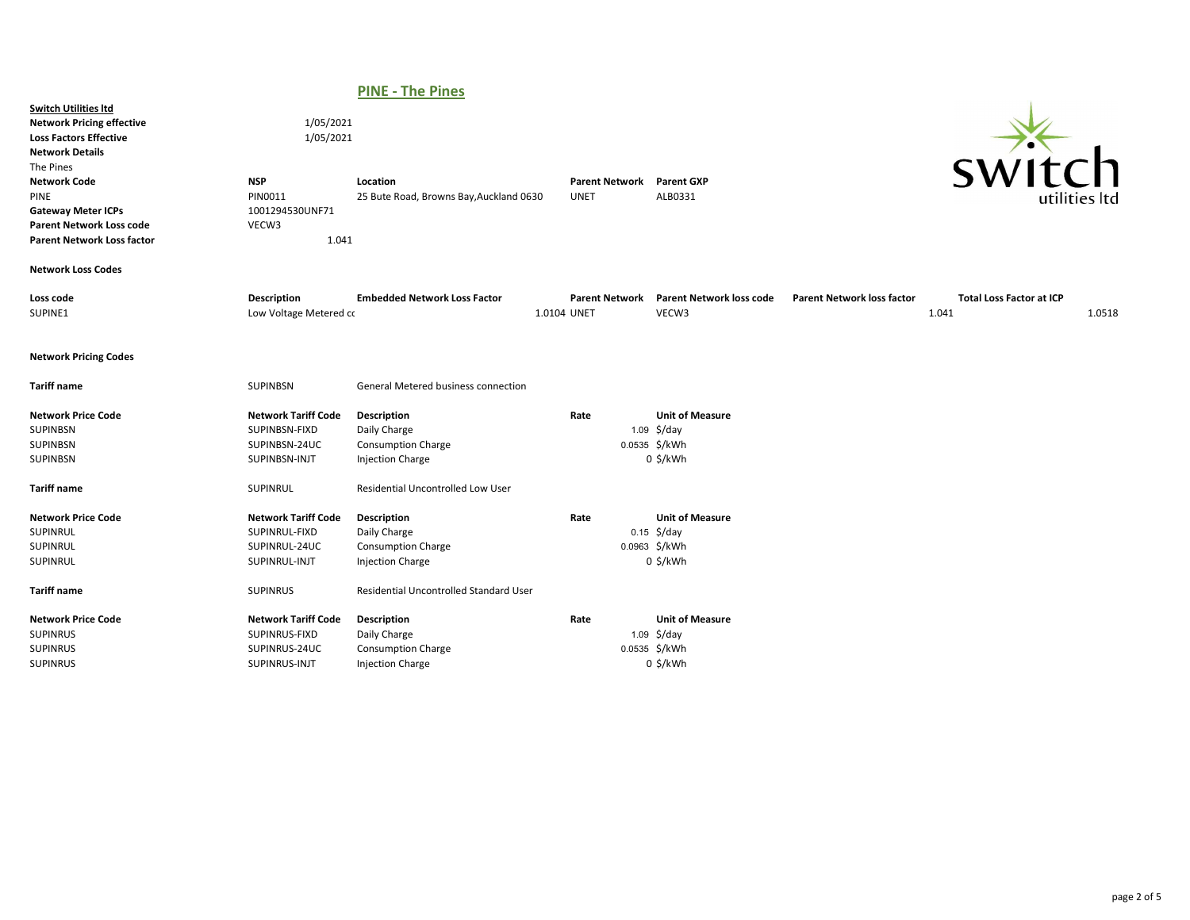# PINE - The Pines

**Switch Utilities ltd**

| | |
|---|---|
| **Network Pricing effective** | 1/05/2021 |
| **Loss Factors Effective** | 1/05/2021 |

**Network Details**

The Pines

| **Network Code** | **NSP** | **Location** | **Parent Network** | **Parent GXP** |
|---|---|---|---|---|
| PINE | PIN0011 | 25 Bute Road, Browns Bay,Auckland 0630 | UNET | ALB0331 |

| | |
|---|---|
| **Gateway Meter ICPs** | 1001294530UNF71 |
| **Parent Network Loss code** | VECW3 |
| **Parent Network Loss factor** | 1.041 |

**Network Loss Codes**

| Loss code | Description | Embedded Network Loss Factor | Parent Network | Parent Network loss code | Parent Network loss factor | Total Loss Factor at ICP |
|---|---|---|---|---|---|---|
| SUPINE1 | Low Voltage Metered cc | 1.0104 | UNET | VECW3 | 1.041 | 1.0518 |

**Network Pricing Codes**

**Tariff name** SUPINBSN General Metered business connection

| Network Price Code | Network Tariff Code | Description | Rate | Unit of Measure |
|---|---|---|---|---|
| SUPINBSN | SUPINBSN-FIXD | Daily Charge | 1.09 | $/day |
| SUPINBSN | SUPINBSN-24UC | Consumption Charge | 0.0535 | $/kWh |
| SUPINBSN | SUPINBSN-INJT | Injection Charge | 0 | $/kWh |

**Tariff name** SUPINRUL Residential Uncontrolled Low User

| Network Price Code | Network Tariff Code | Description | Rate | Unit of Measure |
|---|---|---|---|---|
| SUPINRUL | SUPINRUL-FIXD | Daily Charge | 0.15 | $/day |
| SUPINRUL | SUPINRUL-24UC | Consumption Charge | 0.0963 | $/kWh |
| SUPINRUL | SUPINRUL-INJT | Injection Charge | 0 | $/kWh |

**Tariff name** SUPINRUS Residential Uncontrolled Standard User

| Network Price Code | Network Tariff Code | Description | Rate | Unit of Measure |
|---|---|---|---|---|
| SUPINRUS | SUPINRUS-FIXD | Daily Charge | 1.09 | $/day |
| SUPINRUS | SUPINRUS-24UC | Consumption Charge | 0.0535 | $/kWh |
| SUPINRUS | SUPINRUS-INJT | Injection Charge | 0 | $/kWh |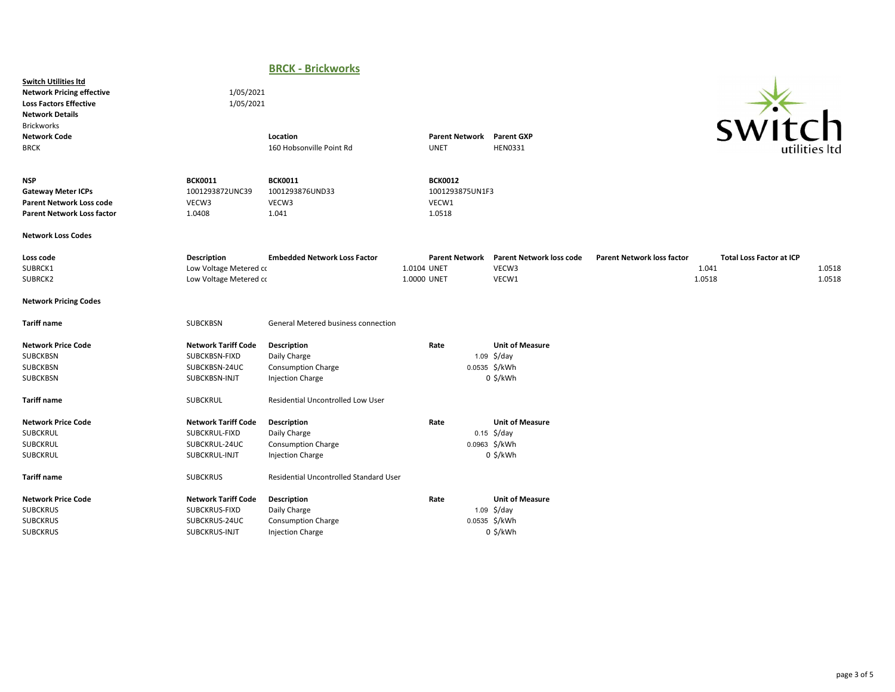## BRCK - Brickworks

**Switch Utilities ltd**

| | |
|---|---|
| **Network Pricing effective** | 1/05/2021 |
| **Loss Factors Effective** | 1/05/2021 |

**Network Details**

Brickworks

| **Network Code** | **Location** | **Parent Network** | **Parent GXP** |
|---|---|---|---|
| BRCK | 160 Hobsonville Point Rd | UNET | HEN0331 |

| | | | |
|---|---|---|---|
| **NSP** | **BCK0011** | **BCK0011** | **BCK0012** |
| **Gateway Meter ICPs** | 1001293872UNC39 | 1001293876UND33 | 1001293875UN1F3 |
| **Parent Network Loss code** | VECW3 | VECW3 | VECW1 |
| **Parent Network Loss factor** | 1.0408 | 1.041 | 1.0518 |

**Network Loss Codes**

| Loss code | Description | Embedded Network Loss Factor | Parent Network | Parent Network loss code | Parent Network loss factor | Total Loss Factor at ICP |
|---|---|---|---|---|---|---|
| SUBRCK1 | Low Voltage Metered cc | 1.0104 | UNET | VECW3 | 1.041 | 1.0518 |
| SUBRCK2 | Low Voltage Metered cc | 1.0000 | UNET | VECW1 | 1.0518 | 1.0518 |

**Network Pricing Codes**

**Tariff name** SUBCKBSN General Metered business connection

| Network Price Code | Network Tariff Code | Description | Rate | Unit of Measure |
|---|---|---|---|---|
| SUBCKBSN | SUBCKBSN-FIXD | Daily Charge | 1.09 | $/day |
| SUBCKBSN | SUBCKBSN-24UC | Consumption Charge | 0.0535 | $/kWh |
| SUBCKBSN | SUBCKBSN-INJT | Injection Charge | 0 | $/kWh |

**Tariff name** SUBCKRUL Residential Uncontrolled Low User

| Network Price Code | Network Tariff Code | Description | Rate | Unit of Measure |
|---|---|---|---|---|
| SUBCKRUL | SUBCKRUL-FIXD | Daily Charge | 0.15 | $/day |
| SUBCKRUL | SUBCKRUL-24UC | Consumption Charge | 0.0963 | $/kWh |
| SUBCKRUL | SUBCKRUL-INJT | Injection Charge | 0 | $/kWh |

**Tariff name** SUBCKRUS Residential Uncontrolled Standard User

| Network Price Code | Network Tariff Code | Description | Rate | Unit of Measure |
|---|---|---|---|---|
| SUBCKRUS | SUBCKRUS-FIXD | Daily Charge | 1.09 | $/day |
| SUBCKRUS | SUBCKRUS-24UC | Consumption Charge | 0.0535 | $/kWh |
| SUBCKRUS | SUBCKRUS-INJT | Injection Charge | 0 | $/kWh |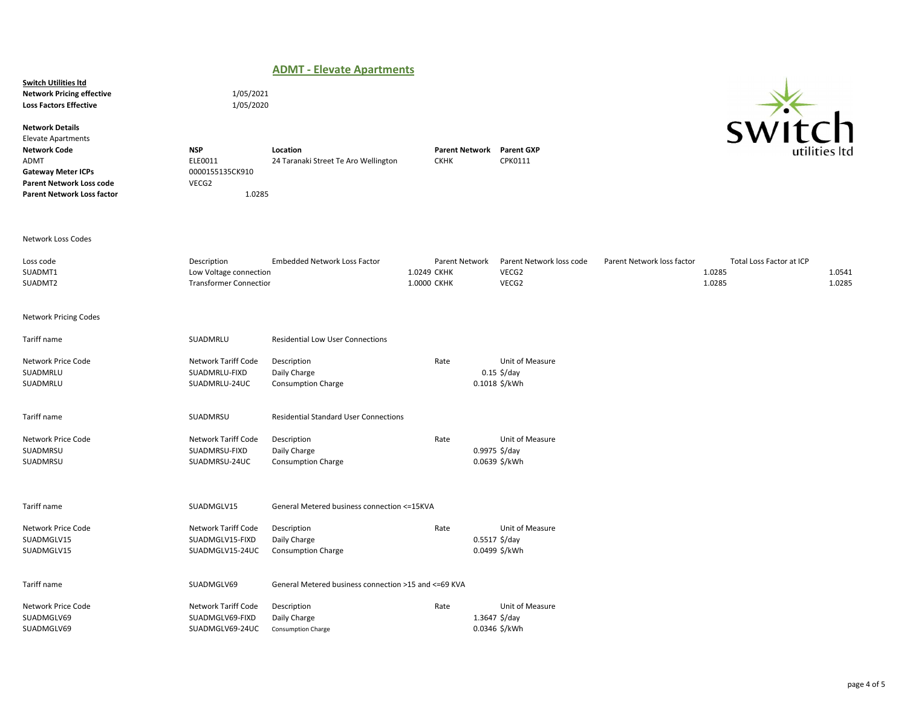# ADMT - Elevate Apartments

**Switch Utilities ltd**

| | |
|---|---|
| **Network Pricing effective** | 1/05/2021 |
| **Loss Factors Effective** | 1/05/2020 |

**Network Details**

Elevate Apartments

| **Network Code** | **NSP** | **Location** | **Parent Network** | **Parent GXP** |
|---|---|---|---|---|
| ADMT | ELE0011 | 24 Taranaki Street Te Aro Wellington | CKHK | CPK0111 |
| **Gateway Meter ICPs** | 0000155135CK910 | | | |
| **Parent Network Loss code** | VECG2 | | | |
| **Parent Network Loss factor** | 1.0285 | | | |

Network Loss Codes

| Loss code | Description | Embedded Network Loss Factor | Parent Network | Parent Network loss code | Parent Network loss factor | Total Loss Factor at ICP |
|---|---|---|---|---|---|---|
| SUADMT1 | Low Voltage connection | 1.0249 | CKHK | VECG2 | 1.0285 | 1.0541 |
| SUADMT2 | Transformer Connectior | 1.0000 | CKHK | VECG2 | 1.0285 | 1.0285 |

Network Pricing Codes

Tariff name: SUADMRLU — Residential Low User Connections

| Network Price Code | Network Tariff Code | Description | Rate | Unit of Measure |
|---|---|---|---|---|
| SUADMRLU | SUADMRLU-FIXD | Daily Charge | 0.15 | $/day |
| SUADMRLU | SUADMRLU-24UC | Consumption Charge | 0.1018 | $/kWh |

Tariff name: SUADMRSU — Residential Standard User Connections

| Network Price Code | Network Tariff Code | Description | Rate | Unit of Measure |
|---|---|---|---|---|
| SUADMRSU | SUADMRSU-FIXD | Daily Charge | 0.9975 | $/day |
| SUADMRSU | SUADMRSU-24UC | Consumption Charge | 0.0639 | $/kWh |

Tariff name: SUADMGLV15 — General Metered business connection <=15KVA

| Network Price Code | Network Tariff Code | Description | Rate | Unit of Measure |
|---|---|---|---|---|
| SUADMGLV15 | SUADMGLV15-FIXD | Daily Charge | 0.5517 | $/day |
| SUADMGLV15 | SUADMGLV15-24UC | Consumption Charge | 0.0499 | $/kWh |

Tariff name: SUADMGLV69 — General Metered business connection >15 and <=69 KVA

| Network Price Code | Network Tariff Code | Description | Rate | Unit of Measure |
|---|---|---|---|---|
| SUADMGLV69 | SUADMGLV69-FIXD | Daily Charge | 1.3647 | $/day |
| SUADMGLV69 | SUADMGLV69-24UC | Consumption Charge | 0.0346 | $/kWh |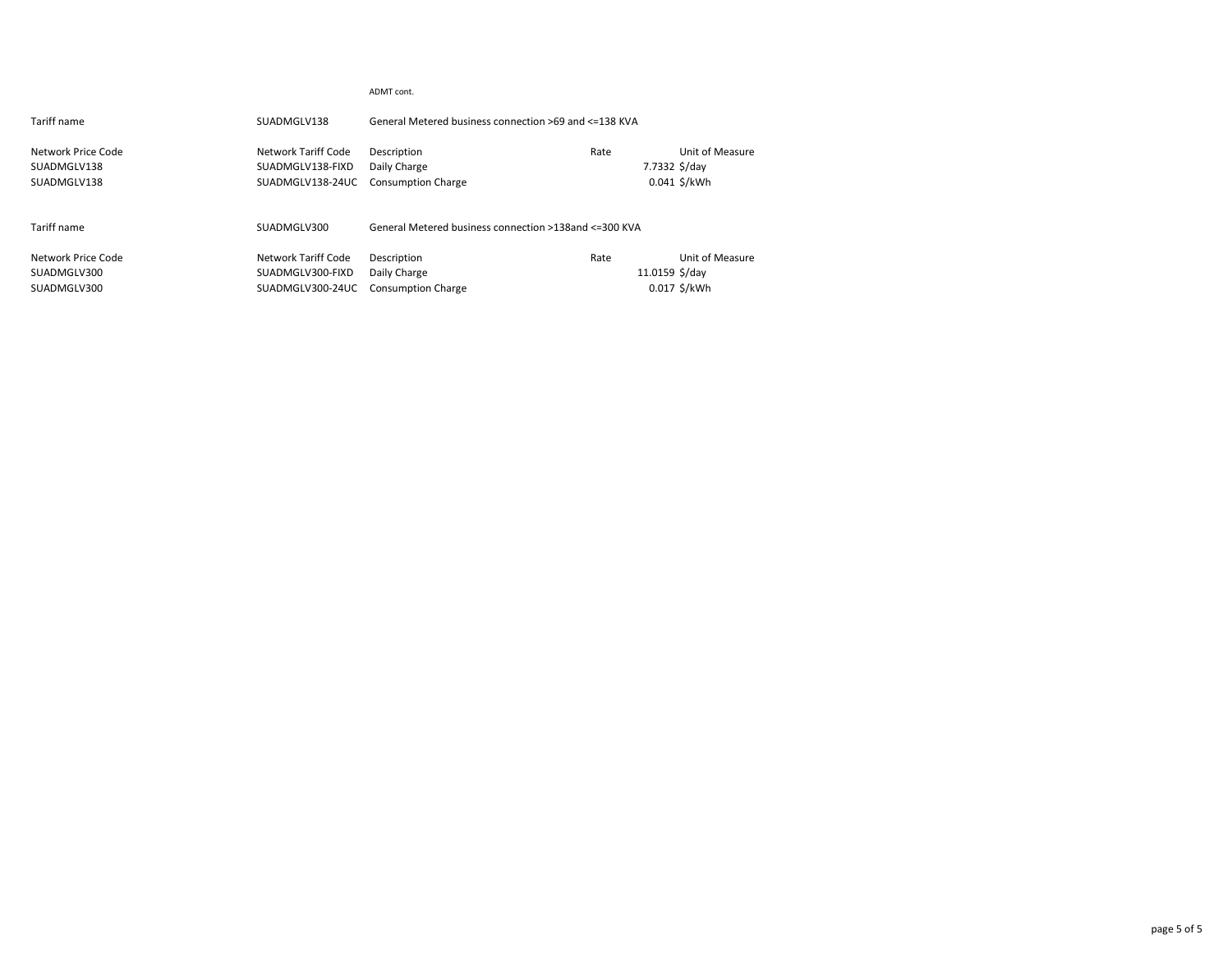ADMT cont.

| Tariff name | SUADMGLV138 | General Metered business connection >69 and <=138 KVA | | |
|---|---|---|---|---|
| Network Price Code | Network Tariff Code | Description | Rate | Unit of Measure |
| SUADMGLV138 | SUADMGLV138-FIXD | Daily Charge | 7.7332 | $/day |
| SUADMGLV138 | SUADMGLV138-24UC | Consumption Charge | 0.041 | $/kWh |

| Tariff name | SUADMGLV300 | General Metered business connection >138and <=300 KVA | | |
|---|---|---|---|---|
| Network Price Code | Network Tariff Code | Description | Rate | Unit of Measure |
| SUADMGLV300 | SUADMGLV300-FIXD | Daily Charge | 11.0159 | $/day |
| SUADMGLV300 | SUADMGLV300-24UC | Consumption Charge | 0.017 | $/kWh |